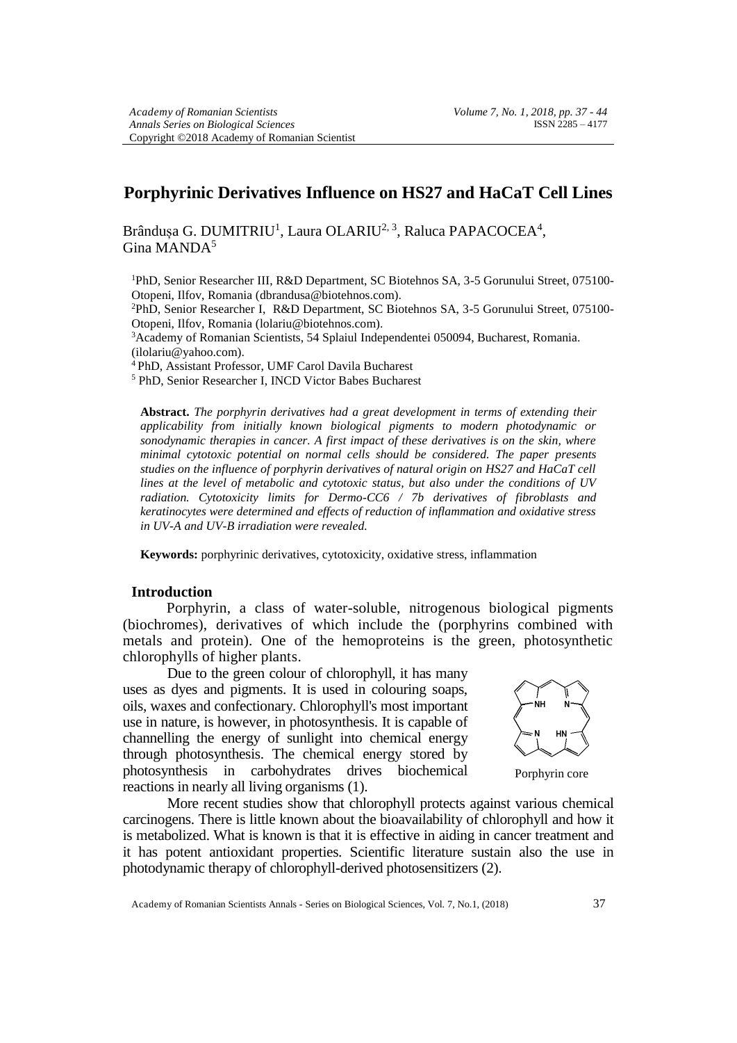# Porphyrinic Derivatives Influence on HS27 and HaCaT Cell Lines

Brândușa G. DUMITRIU[1], Laura OLARIU[2, 3], Raluca PAPACOCEA[4], Gina MANDA[5]

[1]PhD, Senior Researcher III, R&D Department, SC Biotehnos SA, 3-5 Gorunului Street, 075100-Otopeni, Ilfov, Romania (dbrandusa@biotehnos.com).

[2]PhD, Senior Researcher I, R&D Department, SC Biotehnos SA, 3-5 Gorunului Street, 075100-Otopeni, Ilfov, Romania (lolariu@biotehnos.com).

[3]Academy of Romanian Scientists, 54 Splaiul Independentei 050094, Bucharest, Romania. (ilolariu@yahoo.com).

[4] PhD, Assistant Professor, UMF Carol Davila Bucharest

[5] PhD, Senior Researcher I, INCD Victor Babes Bucharest

**Abstract.** *The porphyrin derivatives had a great development in terms of extending their applicability from initially known biological pigments to modern photodynamic or sonodynamic therapies in cancer. A first impact of these derivatives is on the skin, where minimal cytotoxic potential on normal cells should be considered. The paper presents studies on the influence of porphyrin derivatives of natural origin on HS27 and HaCaT cell lines at the level of metabolic and cytotoxic status, but also under the conditions of UV radiation. Cytotoxicity limits for Dermo-CC6 / 7b derivatives of fibroblasts and keratinocytes were determined and effects of reduction of inflammation and oxidative stress in UV-A and UV-B irradiation were revealed.*

**Keywords:** porphyrinic derivatives, cytotoxicity, oxidative stress, inflammation

## Introduction

Porphyrin, a class of water-soluble, nitrogenous biological pigments (biochromes), derivatives of which include the (porphyrins combined with metals and protein). One of the hemoproteins is the green, photosynthetic chlorophylls of higher plants.

Due to the green colour of chlorophyll, it has many uses as dyes and pigments. It is used in colouring soaps, oils, waxes and confectionary. Chlorophyll's most important use in nature, is however, in photosynthesis. It is capable of channelling the energy of sunlight into chemical energy through photosynthesis. The chemical energy stored by photosynthesis in carbohydrates drives biochemical reactions in nearly all living organisms (1).

Porphyrin core

More recent studies show that chlorophyll protects against various chemical carcinogens. There is little known about the bioavailability of chlorophyll and how it is metabolized. What is known is that it is effective in aiding in cancer treatment and it has potent antioxidant properties. Scientific literature sustain also the use in photodynamic therapy of chlorophyll-derived photosensitizers (2).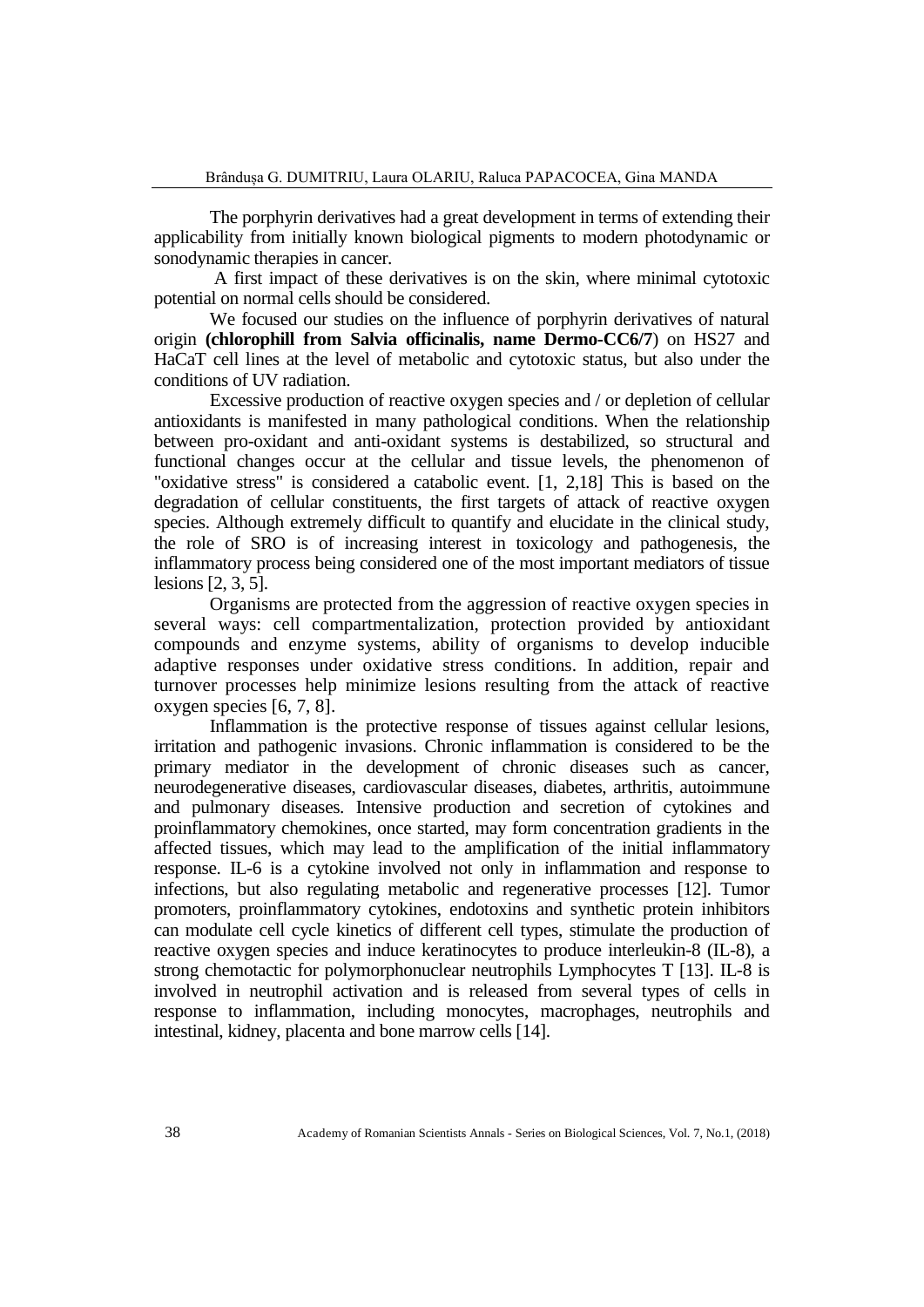The porphyrin derivatives had a great development in terms of extending their applicability from initially known biological pigments to modern photodynamic or sonodynamic therapies in cancer.

A first impact of these derivatives is on the skin, where minimal cytotoxic potential on normal cells should be considered.

We focused our studies on the influence of porphyrin derivatives of natural origin **(chlorophill from Salvia officinalis, name Dermo-CC6/7**) on HS27 and HaCaT cell lines at the level of metabolic and cytotoxic status, but also under the conditions of UV radiation.

Excessive production of reactive oxygen species and / or depletion of cellular antioxidants is manifested in many pathological conditions. When the relationship between pro-oxidant and anti-oxidant systems is destabilized, so structural and functional changes occur at the cellular and tissue levels, the phenomenon of "oxidative stress" is considered a catabolic event. [1, 2,18] This is based on the degradation of cellular constituents, the first targets of attack of reactive oxygen species. Although extremely difficult to quantify and elucidate in the clinical study, the role of SRO is of increasing interest in toxicology and pathogenesis, the inflammatory process being considered one of the most important mediators of tissue lesions [2, 3, 5].

Organisms are protected from the aggression of reactive oxygen species in several ways: cell compartmentalization, protection provided by antioxidant compounds and enzyme systems, ability of organisms to develop inducible adaptive responses under oxidative stress conditions. In addition, repair and turnover processes help minimize lesions resulting from the attack of reactive oxygen species [6, 7, 8].

Inflammation is the protective response of tissues against cellular lesions, irritation and pathogenic invasions. Chronic inflammation is considered to be the primary mediator in the development of chronic diseases such as cancer, neurodegenerative diseases, cardiovascular diseases, diabetes, arthritis, autoimmune and pulmonary diseases. Intensive production and secretion of cytokines and proinflammatory chemokines, once started, may form concentration gradients in the affected tissues, which may lead to the amplification of the initial inflammatory response. IL-6 is a cytokine involved not only in inflammation and response to infections, but also regulating metabolic and regenerative processes [12]. Tumor promoters, proinflammatory cytokines, endotoxins and synthetic protein inhibitors can modulate cell cycle kinetics of different cell types, stimulate the production of reactive oxygen species and induce keratinocytes to produce interleukin-8 (IL-8), a strong chemotactic for polymorphonuclear neutrophils Lymphocytes T [13]. IL-8 is involved in neutrophil activation and is released from several types of cells in response to inflammation, including monocytes, macrophages, neutrophils and intestinal, kidney, placenta and bone marrow cells [14].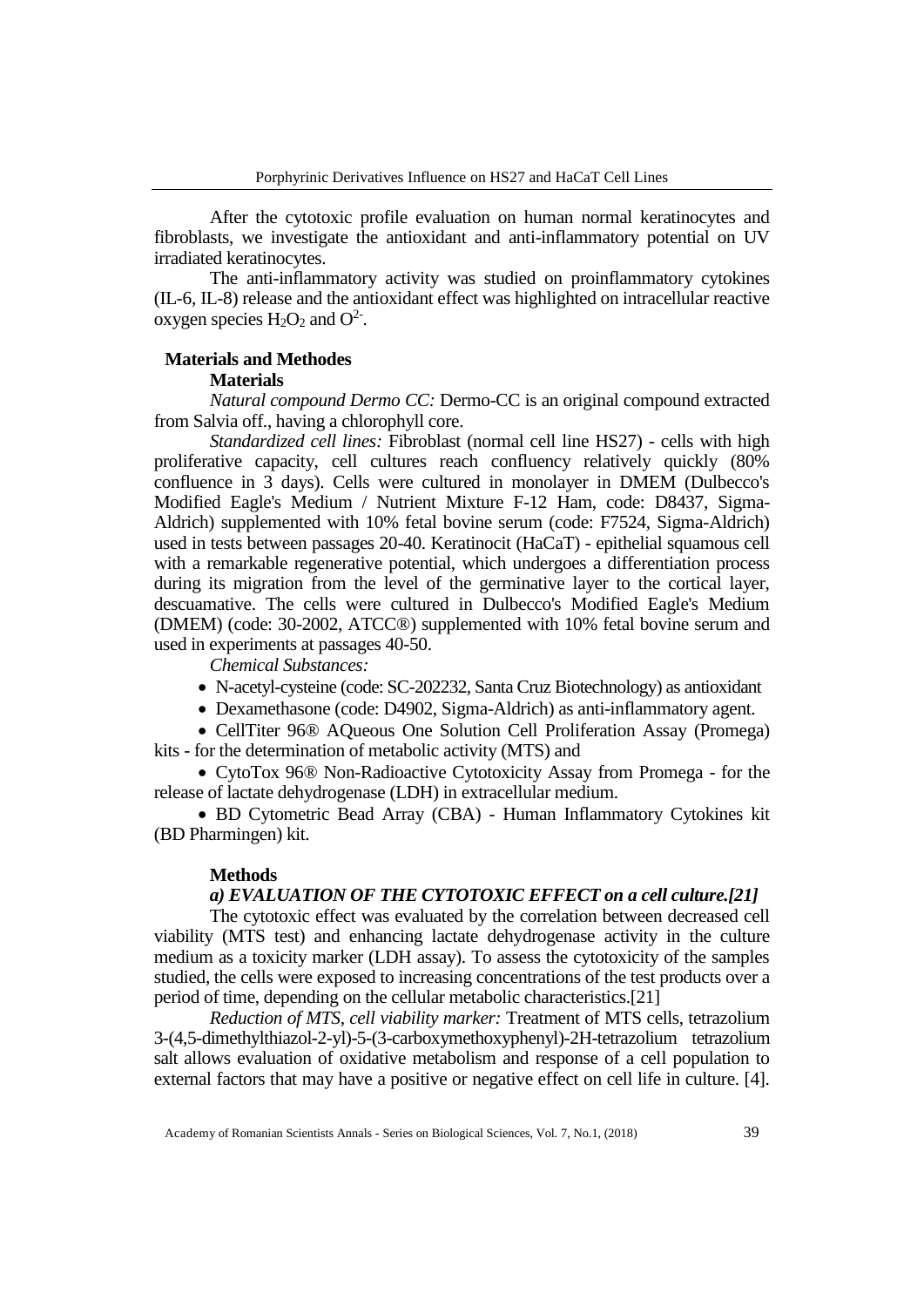After the cytotoxic profile evaluation on human normal keratinocytes and fibroblasts, we investigate the antioxidant and anti-inflammatory potential on UV irradiated keratinocytes.

The anti-inflammatory activity was studied on proinflammatory cytokines (IL-6, IL-8) release and the antioxidant effect was highlighted on intracellular reactive oxygen species $H_2O_2$ and $O^{2-}$.

## Materials and Methodes

### Materials

*Natural compound Dermo CC:* Dermo-CC is an original compound extracted from Salvia off., having a chlorophyll core.

*Standardized cell lines:* Fibroblast (normal cell line HS27) - cells with high proliferative capacity, cell cultures reach confluency relatively quickly (80% confluence in 3 days). Cells were cultured in monolayer in DMEM (Dulbecco's Modified Eagle's Medium / Nutrient Mixture F-12 Ham, code: D8437, Sigma-Aldrich) supplemented with 10% fetal bovine serum (code: F7524, Sigma-Aldrich) used in tests between passages 20-40. Keratinocit (HaCaT) - epithelial squamous cell with a remarkable regenerative potential, which undergoes a differentiation process during its migration from the level of the germinative layer to the cortical layer, descuamative. The cells were cultured in Dulbecco's Modified Eagle's Medium (DMEM) (code: 30-2002, ATCC®) supplemented with 10% fetal bovine serum and used in experiments at passages 40-50.

*Chemical Substances:*

- N-acetyl-cysteine (code: SC-202232, Santa Cruz Biotechnology) as antioxidant
- Dexamethasone (code: D4902, Sigma-Aldrich) as anti-inflammatory agent.
- CellTiter 96® AQueous One Solution Cell Proliferation Assay (Promega) kits - for the determination of metabolic activity (MTS) and
- CytoTox 96® Non-Radioactive Cytotoxicity Assay from Promega - for the release of lactate dehydrogenase (LDH) in extracellular medium.
- BD Cytometric Bead Array (CBA) - Human Inflammatory Cytokines kit (BD Pharmingen) kit.

### Methods

***a) EVALUATION OF THE CYTOTOXIC EFFECT on a cell culture.[21]***

The cytotoxic effect was evaluated by the correlation between decreased cell viability (MTS test) and enhancing lactate dehydrogenase activity in the culture medium as a toxicity marker (LDH assay). To assess the cytotoxicity of the samples studied, the cells were exposed to increasing concentrations of the test products over a period of time, depending on the cellular metabolic characteristics.[21]

*Reduction of MTS, cell viability marker:* Treatment of MTS cells, tetrazolium 3-(4,5-dimethylthiazol-2-yl)-5-(3-carboxymethoxyphenyl)-2H-tetrazolium tetrazolium salt allows evaluation of oxidative metabolism and response of a cell population to external factors that may have a positive or negative effect on cell life in culture. [4].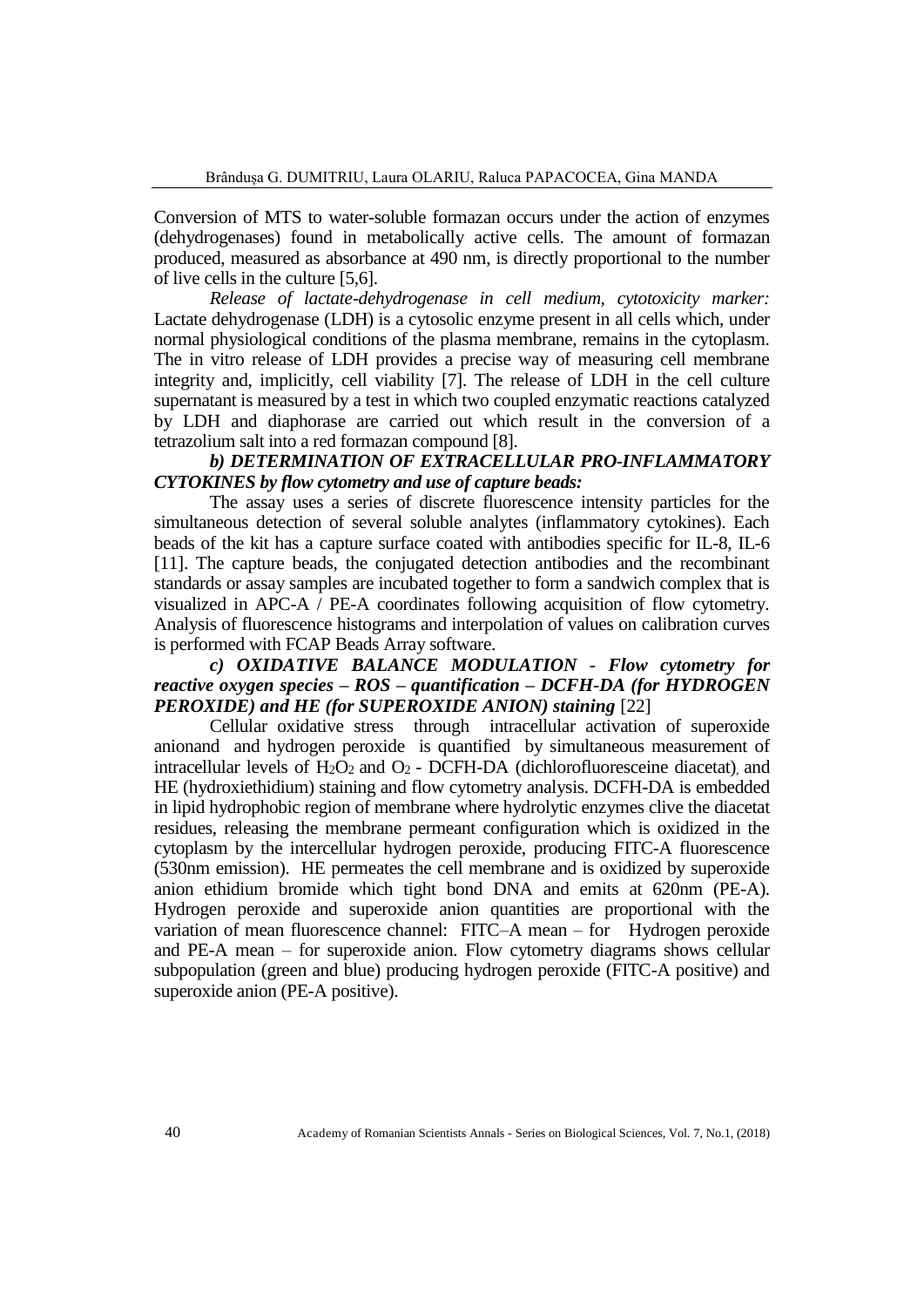Conversion of MTS to water-soluble formazan occurs under the action of enzymes (dehydrogenases) found in metabolically active cells. The amount of formazan produced, measured as absorbance at 490 nm, is directly proportional to the number of live cells in the culture [5,6].

*Release of lactate-dehydrogenase in cell medium, cytotoxicity marker:* Lactate dehydrogenase (LDH) is a cytosolic enzyme present in all cells which, under normal physiological conditions of the plasma membrane, remains in the cytoplasm. The in vitro release of LDH provides a precise way of measuring cell membrane integrity and, implicitly, cell viability [7]. The release of LDH in the cell culture supernatant is measured by a test in which two coupled enzymatic reactions catalyzed by LDH and diaphorase are carried out which result in the conversion of a tetrazolium salt into a red formazan compound [8].

***b) DETERMINATION OF EXTRACELLULAR PRO-INFLAMMATORY CYTOKINES by flow cytometry and use of capture beads:***

The assay uses a series of discrete fluorescence intensity particles for the simultaneous detection of several soluble analytes (inflammatory cytokines). Each beads of the kit has a capture surface coated with antibodies specific for IL-8, IL-6 [11]. The capture beads, the conjugated detection antibodies and the recombinant standards or assay samples are incubated together to form a sandwich complex that is visualized in APC-A / PE-A coordinates following acquisition of flow cytometry. Analysis of fluorescence histograms and interpolation of values on calibration curves is performed with FCAP Beads Array software.

***c) OXIDATIVE BALANCE MODULATION - Flow cytometry for reactive oxygen species – ROS – quantification – DCFH-DA (for HYDROGEN PEROXIDE) and HE (for SUPEROXIDE ANION) staining*** [22]

Cellular oxidative stress through intracellular activation of superoxide anionand and hydrogen peroxide is quantified by simultaneous measurement of intracellular levels of $H_2O_2$ and $O_2$ - DCFH-DA (dichlorofluoresceine diacetat), and HE (hydroxiethidium) staining and flow cytometry analysis. DCFH-DA is embedded in lipid hydrophobic region of membrane where hydrolytic enzymes clive the diacetat residues, releasing the membrane permeant configuration which is oxidized in the cytoplasm by the intercellular hydrogen peroxide, producing FITC-A fluorescence (530nm emission). HE permeates the cell membrane and is oxidized by superoxide anion ethidium bromide which tight bond DNA and emits at 620nm (PE-A). Hydrogen peroxide and superoxide anion quantities are proportional with the variation of mean fluorescence channel: FITC–A mean – for Hydrogen peroxide and PE-A mean – for superoxide anion. Flow cytometry diagrams shows cellular subpopulation (green and blue) producing hydrogen peroxide (FITC-A positive) and superoxide anion (PE-A positive).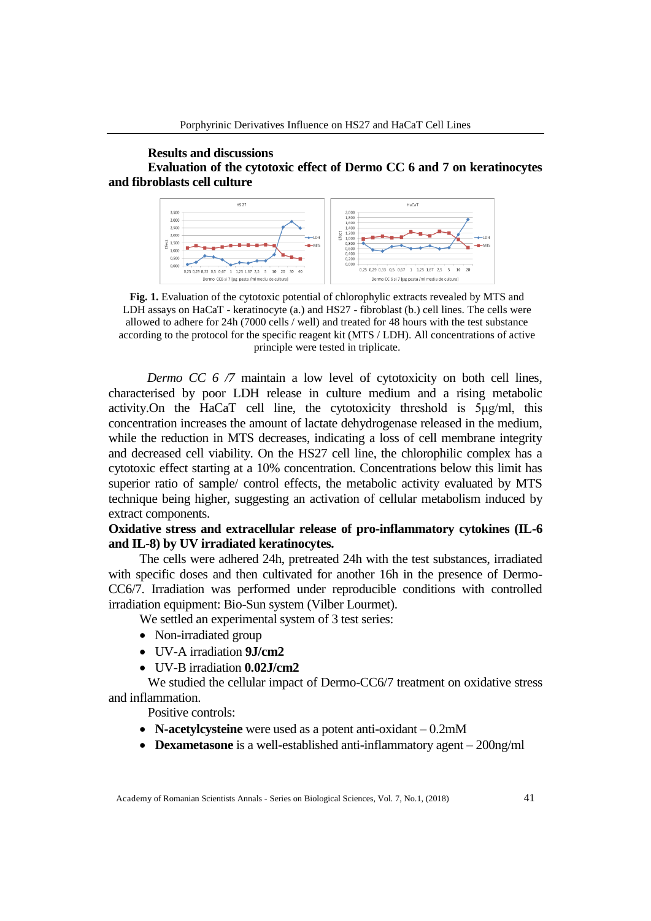## Results and discussions

### Evaluation of the cytotoxic effect of Dermo CC 6 and 7 on keratinocytes and fibroblasts cell culture

**Fig. 1.** Evaluation of the cytotoxic potential of chlorophylic extracts revealed by MTS and LDH assays on HaCaT - keratinocyte (a.) and HS27 - fibroblast (b.) cell lines. The cells were allowed to adhere for 24h (7000 cells / well) and treated for 48 hours with the test substance according to the protocol for the specific reagent kit (MTS / LDH). All concentrations of active principle were tested in triplicate.

*Dermo CC 6 /7* maintain a low level of cytotoxicity on both cell lines, characterised by poor LDH release in culture medium and a rising metabolic activity.On the HaCaT cell line, the cytotoxicity threshold is 5μg/ml, this concentration increases the amount of lactate dehydrogenase released in the medium, while the reduction in MTS decreases, indicating a loss of cell membrane integrity and decreased cell viability. On the HS27 cell line, the chlorophilic complex has a cytotoxic effect starting at a 10% concentration. Concentrations below this limit has superior ratio of sample/ control effects, the metabolic activity evaluated by MTS technique being higher, suggesting an activation of cellular metabolism induced by extract components.

### Oxidative stress and extracellular release of pro-inflammatory cytokines (IL-6 and IL-8) by UV irradiated keratinocytes.

The cells were adhered 24h, pretreated 24h with the test substances, irradiated with specific doses and then cultivated for another 16h in the presence of Dermo-CC6/7. Irradiation was performed under controlled reproducible conditions with controlled irradiation equipment: Bio-Sun system (Vilber Lourmet).

We settled an experimental system of 3 test series:

- Non-irradiated group
- UV-A irradiation **9J/cm2**
- UV-B irradiation **0.02J/cm2**

We studied the cellular impact of Dermo-CC6/7 treatment on oxidative stress and inflammation.

Positive controls:

- **N-acetylcysteine** were used as a potent anti-oxidant – 0.2mM
- **Dexametasone** is a well-established anti-inflammatory agent – 200ng/ml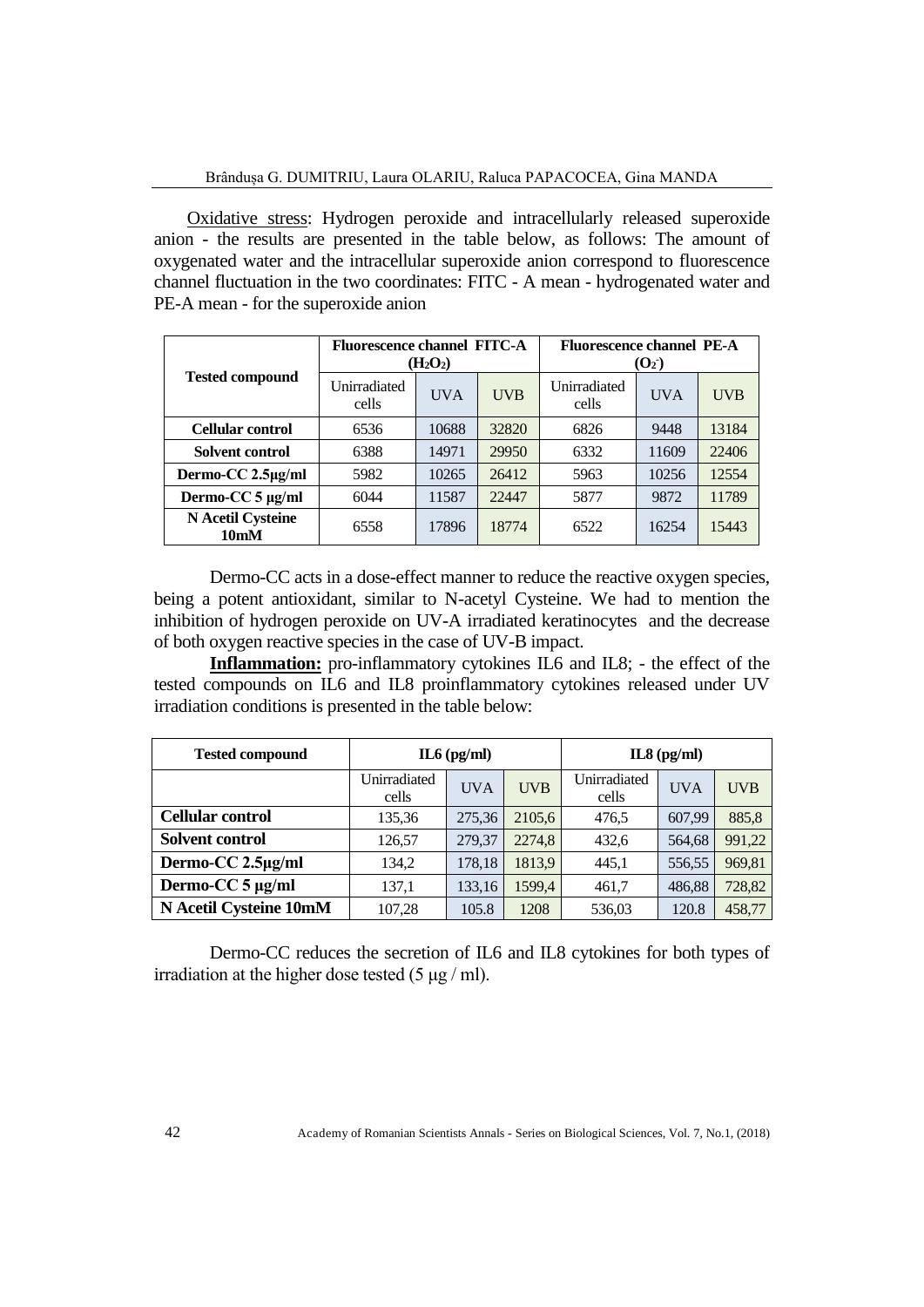Oxidative stress: Hydrogen peroxide and intracellularly released superoxide anion - the results are presented in the table below, as follows: The amount of oxygenated water and the intracellular superoxide anion correspond to fluorescence channel fluctuation in the two coordinates: FITC - A mean - hydrogenated water and PE-A mean - for the superoxide anion

| Tested compound | Fluorescence channel FITC-A ($H_2O_2$) | | | Fluorescence channel PE-A ($O_2^-$) | | |
|---|---|---|---|---|---|---|
| | Unirradiated cells | UVA | UVB | Unirradiated cells | UVA | UVB |
| **Cellular control** | 6536 | 10688 | 32820 | 6826 | 9448 | 13184 |
| **Solvent control** | 6388 | 14971 | 29950 | 6332 | 11609 | 22406 |
| **Dermo-CC 2.5μg/ml** | 5982 | 10265 | 26412 | 5963 | 10256 | 12554 |
| **Dermo-CC 5 μg/ml** | 6044 | 11587 | 22447 | 5877 | 9872 | 11789 |
| **N Acetil Cysteine 10mM** | 6558 | 17896 | 18774 | 6522 | 16254 | 15443 |

Dermo-CC acts in a dose-effect manner to reduce the reactive oxygen species, being a potent antioxidant, similar to N-acetyl Cysteine. We had to mention the inhibition of hydrogen peroxide on UV-A irradiated keratinocytes and the decrease of both oxygen reactive species in the case of UV-B impact.

**Inflammation:** pro-inflammatory cytokines IL6 and IL8; - the effect of the tested compounds on IL6 and IL8 proinflammatory cytokines released under UV irradiation conditions is presented in the table below:

| Tested compound | IL6 (pg/ml) | | | IL8 (pg/ml) | | |
|---|---|---|---|---|---|---|
| | Unirradiated cells | UVA | UVB | Unirradiated cells | UVA | UVB |
| **Cellular control** | 135,36 | 275,36 | 2105,6 | 476,5 | 607,99 | 885,8 |
| **Solvent control** | 126,57 | 279,37 | 2274,8 | 432,6 | 564,68 | 991,22 |
| **Dermo-CC 2.5μg/ml** | 134,2 | 178,18 | 1813,9 | 445,1 | 556,55 | 969,81 |
| **Dermo-CC 5 μg/ml** | 137,1 | 133,16 | 1599,4 | 461,7 | 486,88 | 728,82 |
| **N Acetil Cysteine 10mM** | 107,28 | 105.8 | 1208 | 536,03 | 120.8 | 458,77 |

Dermo-CC reduces the secretion of IL6 and IL8 cytokines for both types of irradiation at the higher dose tested (5 μg / ml).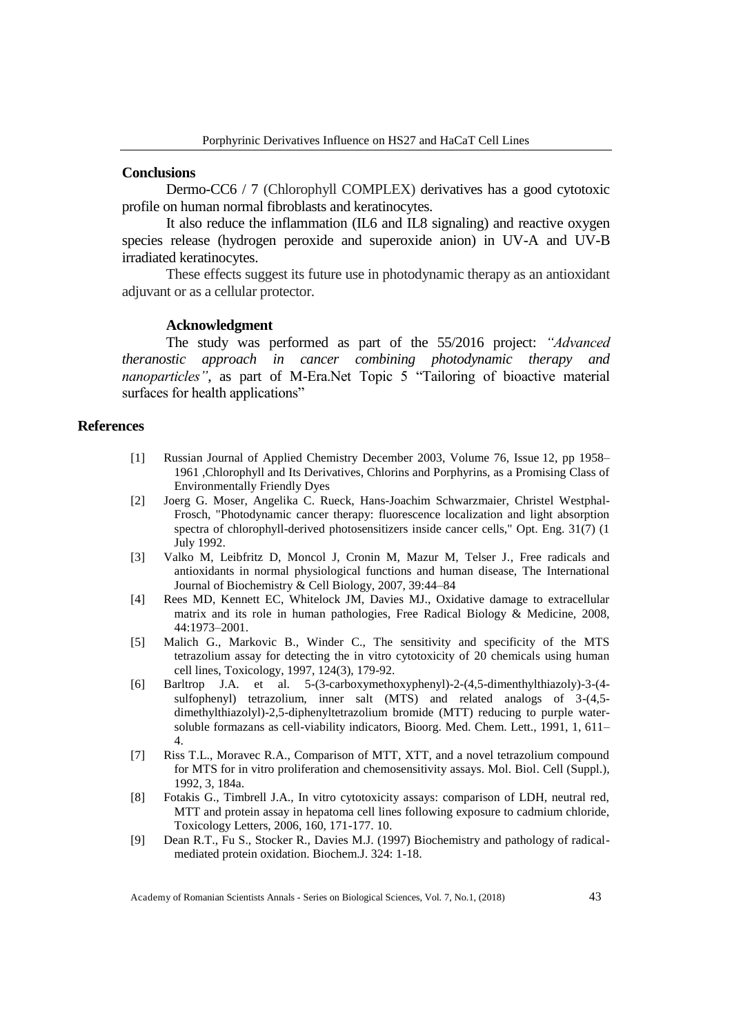## Conclusions

Dermo-CC6 / 7 (Chlorophyll COMPLEX) derivatives has a good cytotoxic profile on human normal fibroblasts and keratinocytes.

It also reduce the inflammation (IL6 and IL8 signaling) and reactive oxygen species release (hydrogen peroxide and superoxide anion) in UV-A and UV-B irradiated keratinocytes.

These effects suggest its future use in photodynamic therapy as an antioxidant adjuvant or as a cellular protector.

### Acknowledgment

The study was performed as part of the 55/2016 project: *"Advanced theranostic approach in cancer combining photodynamic therapy and nanoparticles"*, as part of M-Era.Net Topic 5 "Tailoring of bioactive material surfaces for health applications"

## References

[1] Russian Journal of Applied Chemistry December 2003, Volume 76, Issue 12, pp 1958–1961 ,Chlorophyll and Its Derivatives, Chlorins and Porphyrins, as a Promising Class of Environmentally Friendly Dyes

[2] Joerg G. Moser, Angelika C. Rueck, Hans-Joachim Schwarzmaier, Christel Westphal-Frosch, "Photodynamic cancer therapy: fluorescence localization and light absorption spectra of chlorophyll-derived photosensitizers inside cancer cells," Opt. Eng. 31(7) (1 July 1992.

[3] Valko M, Leibfritz D, Moncol J, Cronin M, Mazur M, Telser J., Free radicals and antioxidants in normal physiological functions and human disease, The International Journal of Biochemistry & Cell Biology, 2007, 39:44–84

[4] Rees MD, Kennett EC, Whitelock JM, Davies MJ., Oxidative damage to extracellular matrix and its role in human pathologies, Free Radical Biology & Medicine, 2008, 44:1973–2001.

[5] Malich G., Markovic B., Winder C., The sensitivity and specificity of the MTS tetrazolium assay for detecting the in vitro cytotoxicity of 20 chemicals using human cell lines, Toxicology, 1997, 124(3), 179-92.

[6] Barltrop J.A. et al. 5-(3-carboxymethoxyphenyl)-2-(4,5-dimenthylthiazoly)-3-(4-sulfophenyl) tetrazolium, inner salt (MTS) and related analogs of 3-(4,5-dimethylthiazolyl)-2,5-diphenyltetrazolium bromide (MTT) reducing to purple water-soluble formazans as cell-viability indicators, Bioorg. Med. Chem. Lett., 1991, 1, 611–4.

[7] Riss T.L., Moravec R.A., Comparison of MTT, XTT, and a novel tetrazolium compound for MTS for in vitro proliferation and chemosensitivity assays. Mol. Biol. Cell (Suppl.), 1992, 3, 184a.

[8] Fotakis G., Timbrell J.A., In vitro cytotoxicity assays: comparison of LDH, neutral red, MTT and protein assay in hepatoma cell lines following exposure to cadmium chloride, Toxicology Letters, 2006, 160, 171-177. 10.

[9] Dean R.T., Fu S., Stocker R., Davies M.J. (1997) Biochemistry and pathology of radical-mediated protein oxidation. Biochem.J. 324: 1-18.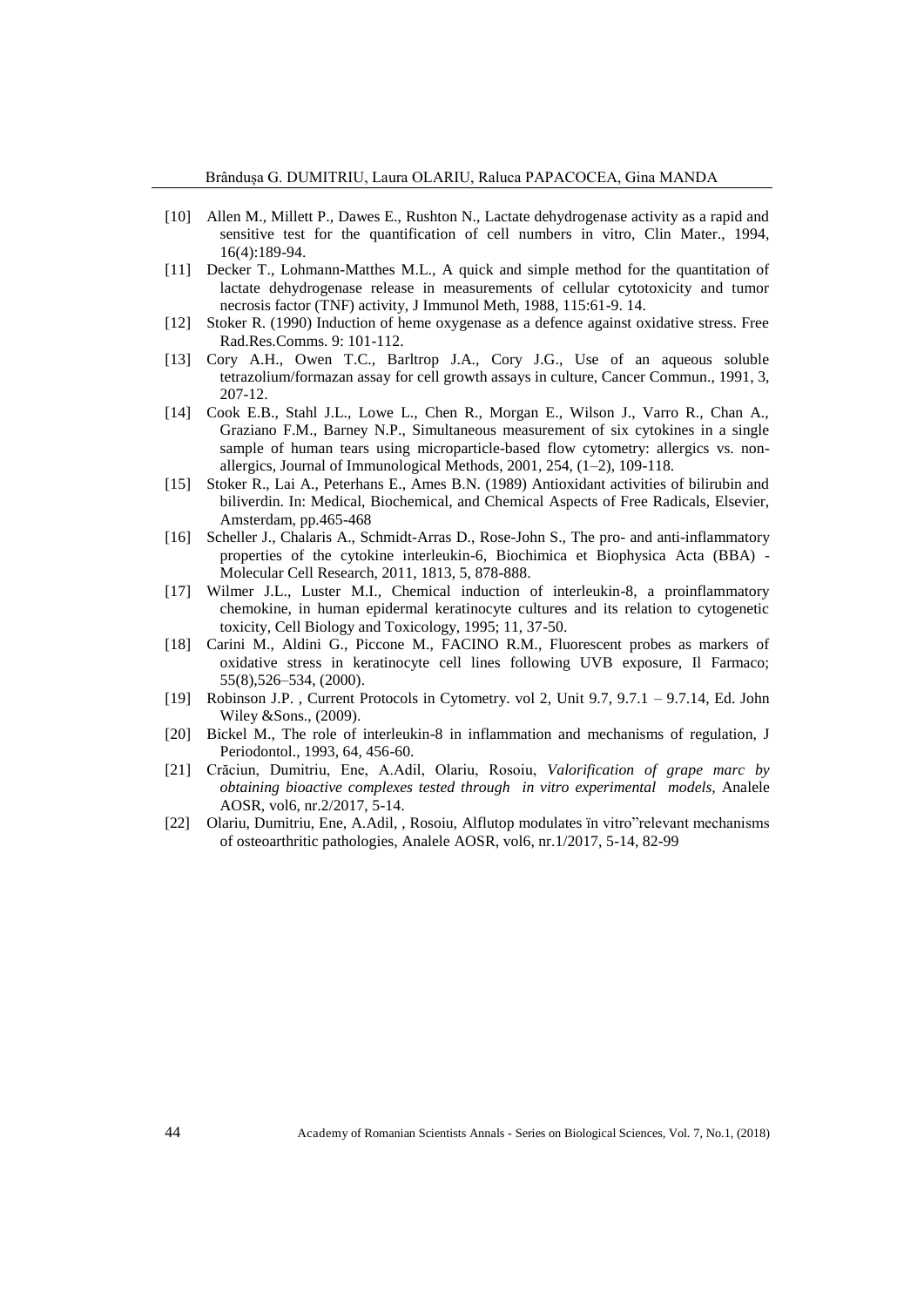[10] Allen M., Millett P., Dawes E., Rushton N., Lactate dehydrogenase activity as a rapid and sensitive test for the quantification of cell numbers in vitro, Clin Mater., 1994, 16(4):189-94.

[11] Decker T., Lohmann-Matthes M.L., A quick and simple method for the quantitation of lactate dehydrogenase release in measurements of cellular cytotoxicity and tumor necrosis factor (TNF) activity, J Immunol Meth, 1988, 115:61-9. 14.

[12] Stoker R. (1990) Induction of heme oxygenase as a defence against oxidative stress. Free Rad.Res.Comms. 9: 101-112.

[13] Cory A.H., Owen T.C., Barltrop J.A., Cory J.G., Use of an aqueous soluble tetrazolium/formazan assay for cell growth assays in culture, Cancer Commun., 1991, 3, 207-12.

[14] Cook E.B., Stahl J.L., Lowe L., Chen R., Morgan E., Wilson J., Varro R., Chan A., Graziano F.M., Barney N.P., Simultaneous measurement of six cytokines in a single sample of human tears using microparticle-based flow cytometry: allergics vs. non-allergics, Journal of Immunological Methods, 2001, 254, (1–2), 109-118.

[15] Stoker R., Lai A., Peterhans E., Ames B.N. (1989) Antioxidant activities of bilirubin and biliverdin. In: Medical, Biochemical, and Chemical Aspects of Free Radicals, Elsevier, Amsterdam, pp.465-468

[16] Scheller J., Chalaris A., Schmidt-Arras D., Rose-John S., The pro- and anti-inflammatory properties of the cytokine interleukin-6, Biochimica et Biophysica Acta (BBA) - Molecular Cell Research, 2011, 1813, 5, 878-888.

[17] Wilmer J.L., Luster M.I., Chemical induction of interleukin-8, a proinflammatory chemokine, in human epidermal keratinocyte cultures and its relation to cytogenetic toxicity, Cell Biology and Toxicology, 1995; 11, 37-50.

[18] Carini M., Aldini G., Piccone M., FACINO R.M., Fluorescent probes as markers of oxidative stress in keratinocyte cell lines following UVB exposure, Il Farmaco; 55(8),526–534, (2000).

[19] Robinson J.P. , Current Protocols in Cytometry. vol 2, Unit 9.7, 9.7.1 – 9.7.14, Ed. John Wiley &Sons., (2009).

[20] Bickel M., The role of interleukin-8 in inflammation and mechanisms of regulation, J Periodontol., 1993, 64, 456-60.

[21] Crăciun, Dumitriu, Ene, A.Adil, Olariu, Rosoiu, *Valorification of grape marc by obtaining bioactive complexes tested through in vitro experimental models*, Analele AOSR, vol6, nr.2/2017, 5-14.

[22] Olariu, Dumitriu, Ene, A.Adil, , Rosoiu, Alflutop modulates ïn vitro"relevant mechanisms of osteoarthritic pathologies, Analele AOSR, vol6, nr.1/2017, 5-14, 82-99